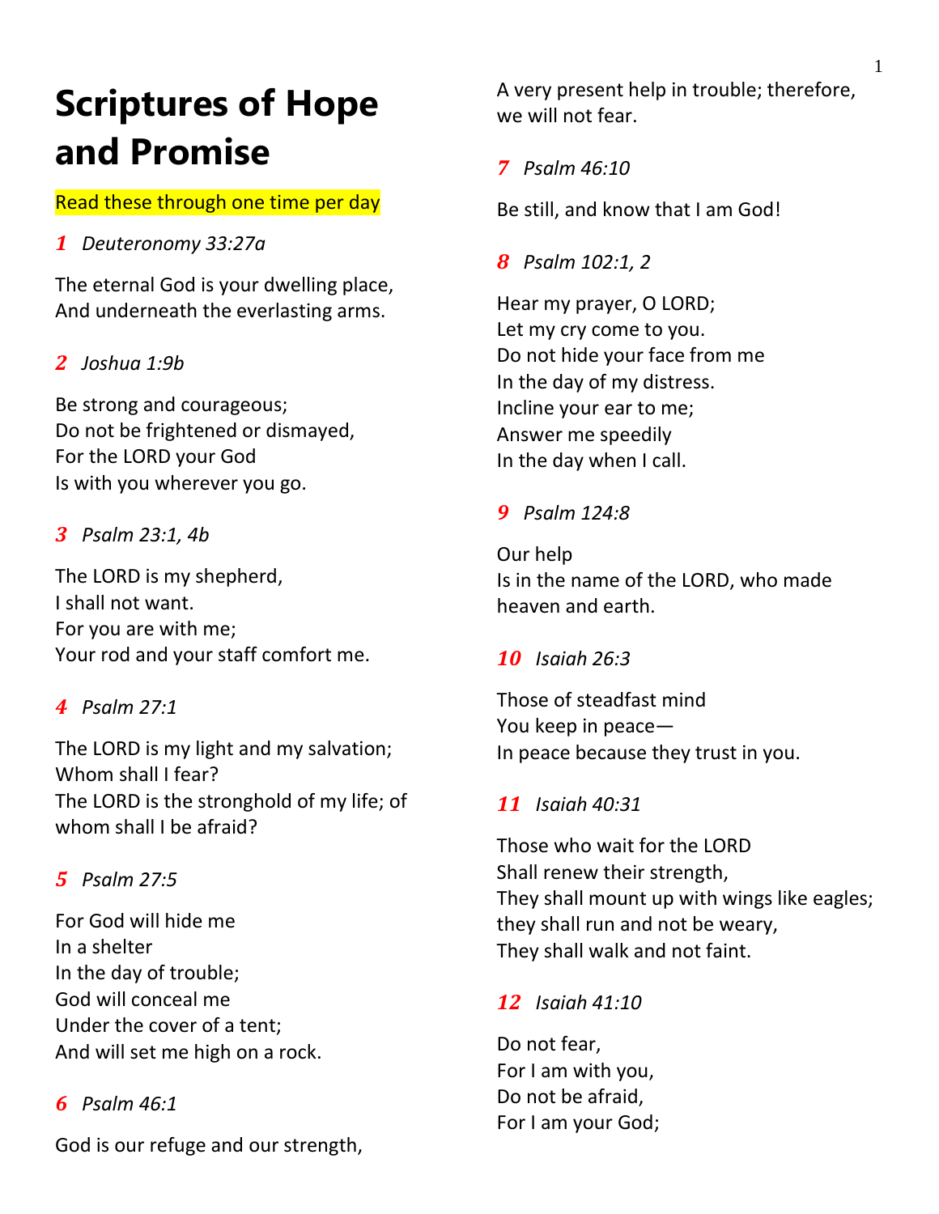# Scriptures of Hope and Promise

Read these through one time per day

*1 Deuteronomy 33:27a*

The eternal God is your dwelling place,
And underneath the everlasting arms.

*2 Joshua 1:9b*

Be strong and courageous;
Do not be frightened or dismayed,
For the LORD your God
Is with you wherever you go.

*3 Psalm 23:1, 4b*

The LORD is my shepherd,
I shall not want.
For you are with me;
Your rod and your staff comfort me.

*4 Psalm 27:1*

The LORD is my light and my salvation;
Whom shall I fear?
The LORD is the stronghold of my life; of whom shall I be afraid?

*5 Psalm 27:5*

For God will hide me
In a shelter
In the day of trouble;
God will conceal me
Under the cover of a tent;
And will set me high on a rock.

*6 Psalm 46:1*

God is our refuge and our strength,
A very present help in trouble; therefore, we will not fear.

*7 Psalm 46:10*

Be still, and know that I am God!

*8 Psalm 102:1, 2*

Hear my prayer, O LORD;
Let my cry come to you.
Do not hide your face from me
In the day of my distress.
Incline your ear to me;
Answer me speedily
In the day when I call.

*9 Psalm 124:8*

Our help
Is in the name of the LORD, who made heaven and earth.

*10 Isaiah 26:3*

Those of steadfast mind
You keep in peace—
In peace because they trust in you.

*11 Isaiah 40:31*

Those who wait for the LORD
Shall renew their strength,
They shall mount up with wings like eagles;
they shall run and not be weary,
They shall walk and not faint.

*12 Isaiah 41:10*

Do not fear,
For I am with you,
Do not be afraid,
For I am your God;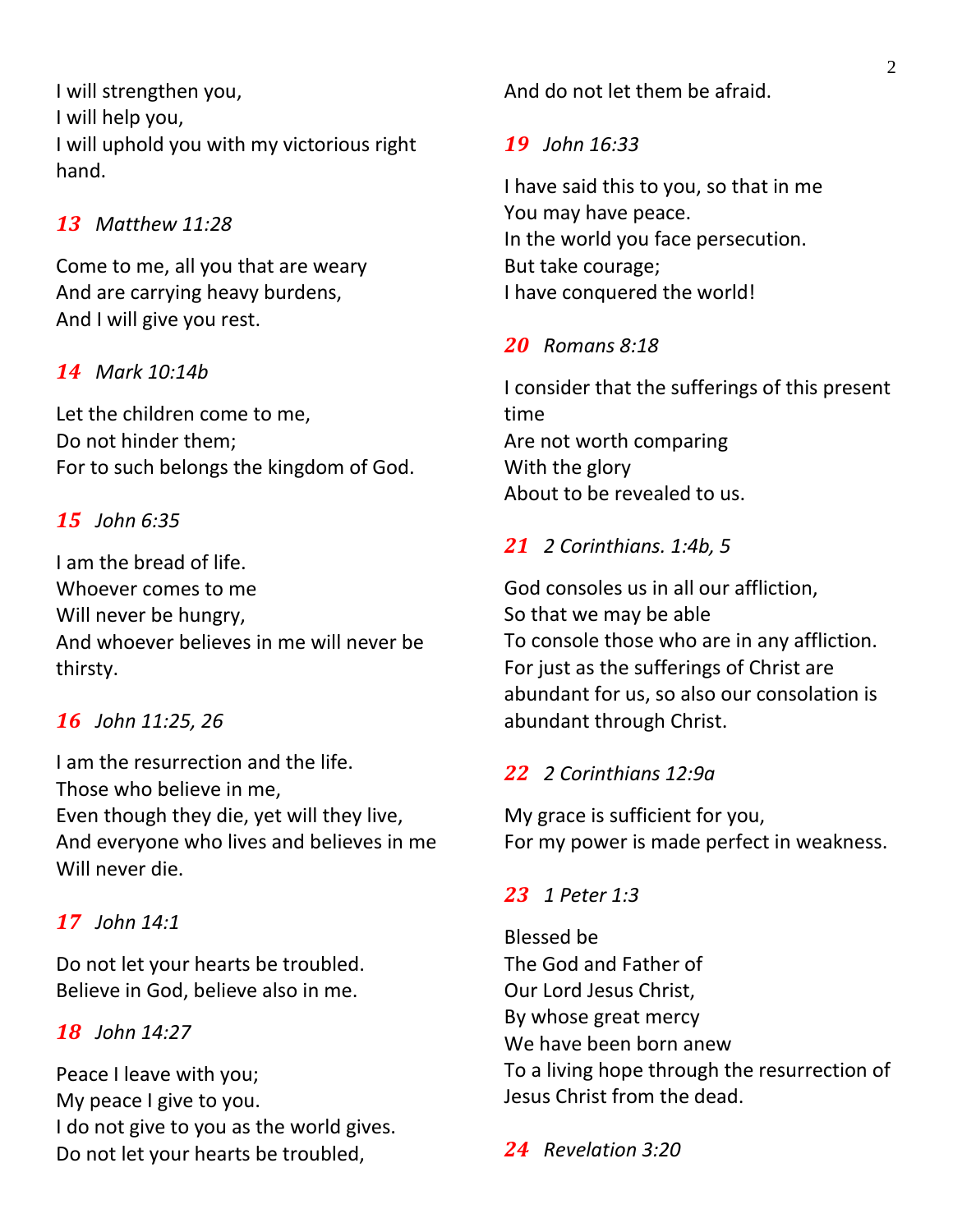I will strengthen you,
I will help you,
I will uphold you with my victorious right hand.

***13*** *Matthew 11:28*

Come to me, all you that are weary
And are carrying heavy burdens,
And I will give you rest.

***14*** *Mark 10:14b*

Let the children come to me,
Do not hinder them;
For to such belongs the kingdom of God.

***15*** *John 6:35*

I am the bread of life.
Whoever comes to me
Will never be hungry,
And whoever believes in me will never be thirsty.

***16*** *John 11:25, 26*

I am the resurrection and the life.
Those who believe in me,
Even though they die, yet will they live,
And everyone who lives and believes in me
Will never die.

***17*** *John 14:1*

Do not let your hearts be troubled.
Believe in God, believe also in me.

***18*** *John 14:27*

Peace I leave with you;
My peace I give to you.
I do not give to you as the world gives.
Do not let your hearts be troubled,
And do not let them be afraid.

***19*** *John 16:33*

I have said this to you, so that in me
You may have peace.
In the world you face persecution.
But take courage;
I have conquered the world!

***20*** *Romans 8:18*

I consider that the sufferings of this present time
Are not worth comparing
With the glory
About to be revealed to us.

***21*** *2 Corinthians. 1:4b, 5*

God consoles us in all our affliction,
So that we may be able
To console those who are in any affliction.
For just as the sufferings of Christ are abundant for us, so also our consolation is abundant through Christ.

***22*** *2 Corinthians 12:9a*

My grace is sufficient for you,
For my power is made perfect in weakness.

***23*** *1 Peter 1:3*

Blessed be
The God and Father of
Our Lord Jesus Christ,
By whose great mercy
We have been born anew
To a living hope through the resurrection of Jesus Christ from the dead.

***24*** *Revelation 3:20*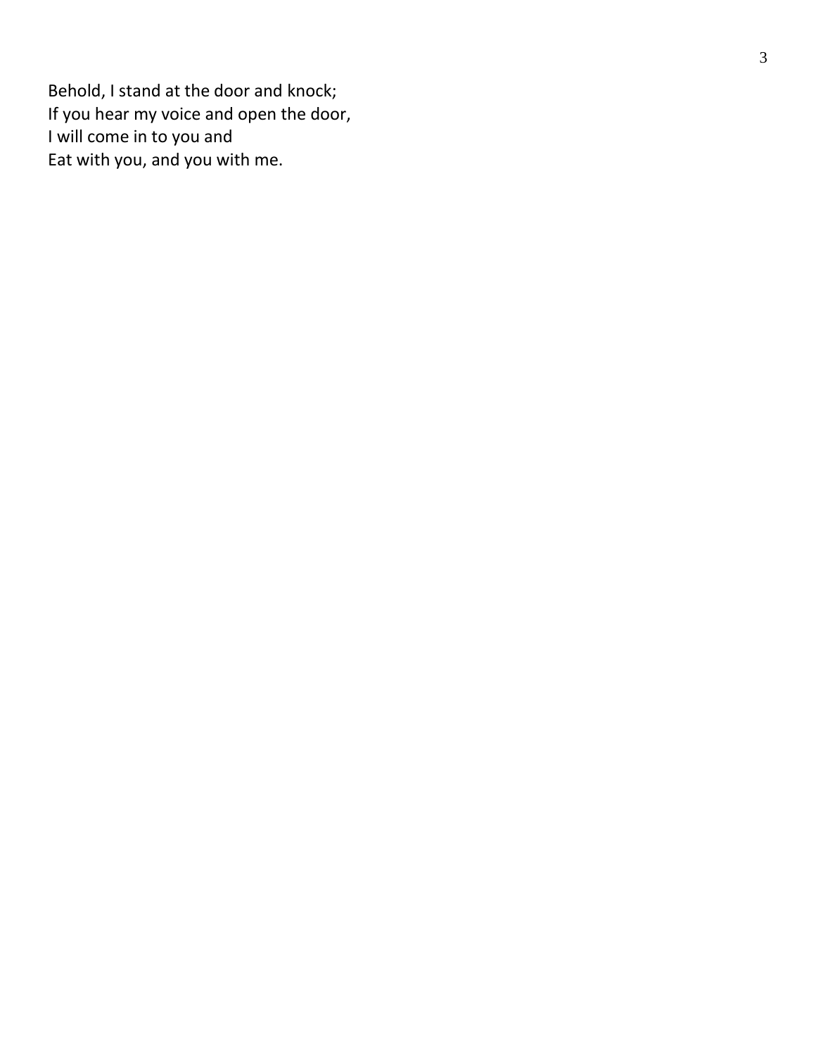Behold, I stand at the door and knock;
If you hear my voice and open the door,
I will come in to you and
Eat with you, and you with me.